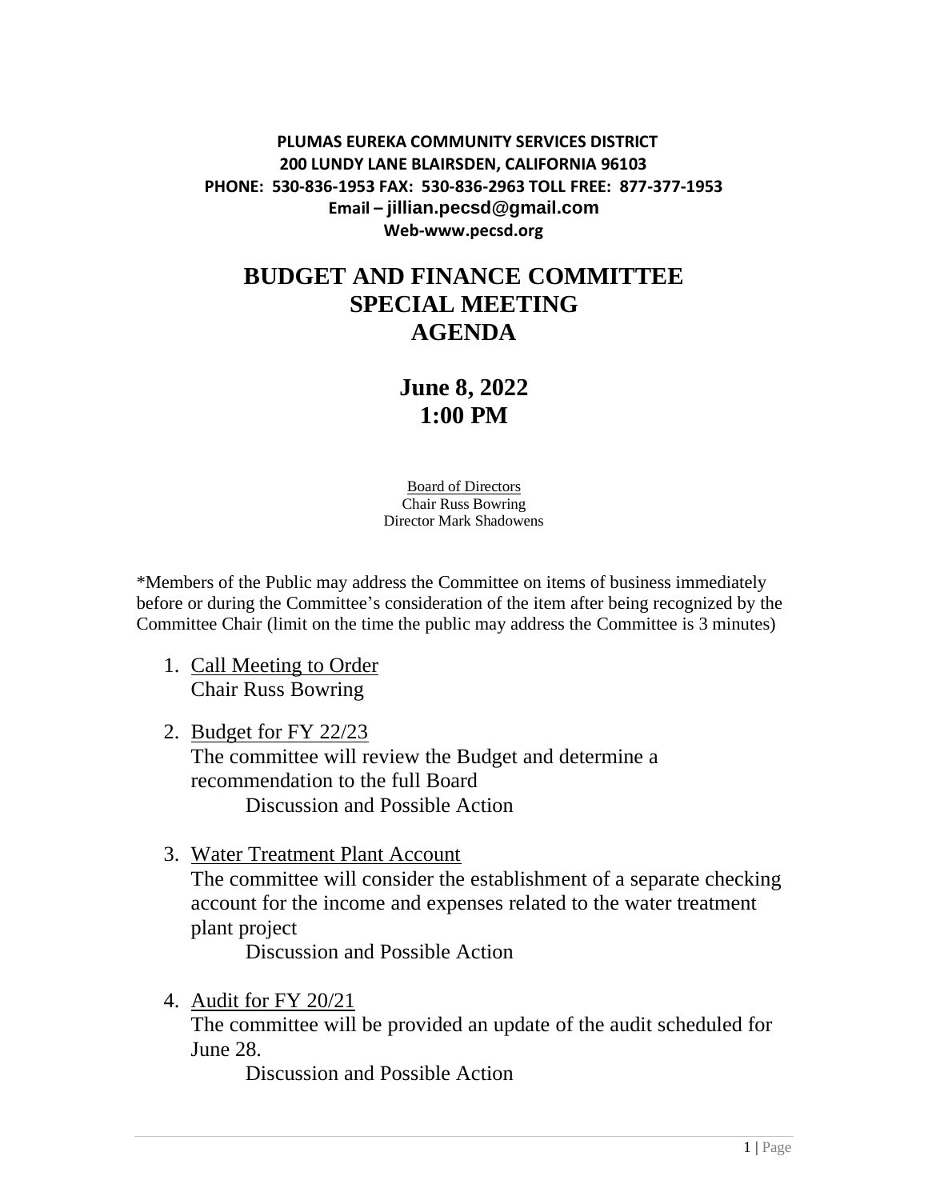**PLUMAS EUREKA COMMUNITY SERVICES DISTRICT**
**200 LUNDY LANE BLAIRSDEN, CALIFORNIA 96103**
**PHONE: 530-836-1953 FAX: 530-836-2963 TOLL FREE: 877-377-1953**
**Email – jillian.pecsd@gmail.com**
**Web-www.pecsd.org**

# BUDGET AND FINANCE COMMITTEE SPECIAL MEETING AGENDA

## June 8, 2022
## 1:00 PM

Board of Directors
Chair Russ Bowring
Director Mark Shadowens

*Members of the Public may address the Committee on items of business immediately before or during the Committee's consideration of the item after being recognized by the Committee Chair (limit on the time the public may address the Committee is 3 minutes)

1. Call Meeting to Order
   Chair Russ Bowring

2. Budget for FY 22/23
   The committee will review the Budget and determine a recommendation to the full Board
   Discussion and Possible Action

3. Water Treatment Plant Account
   The committee will consider the establishment of a separate checking account for the income and expenses related to the water treatment plant project
   Discussion and Possible Action

4. Audit for FY 20/21
   The committee will be provided an update of the audit scheduled for June 28.
   Discussion and Possible Action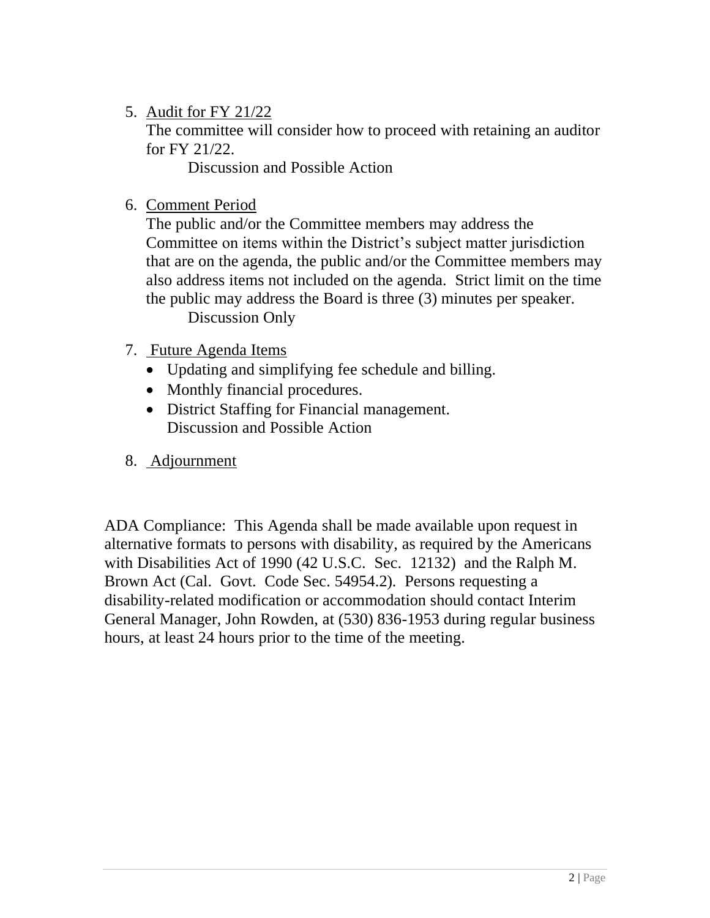5. <u>Audit for FY 21/22</u>
   The committee will consider how to proceed with retaining an auditor for FY 21/22.
   
   Discussion and Possible Action

6. <u>Comment Period</u>
   The public and/or the Committee members may address the Committee on items within the District's subject matter jurisdiction that are on the agenda, the public and/or the Committee members may also address items not included on the agenda. Strict limit on the time the public may address the Board is three (3) minutes per speaker.
   
   Discussion Only

7. <u>Future Agenda Items</u>
   - Updating and simplifying fee schedule and billing.
   - Monthly financial procedures.
   - District Staffing for Financial management.
     Discussion and Possible Action

8. <u>Adjournment</u>

ADA Compliance: This Agenda shall be made available upon request in alternative formats to persons with disability, as required by the Americans with Disabilities Act of 1990 (42 U.S.C. Sec. 12132) and the Ralph M. Brown Act (Cal. Govt. Code Sec. 54954.2). Persons requesting a disability-related modification or accommodation should contact Interim General Manager, John Rowden, at (530) 836-1953 during regular business hours, at least 24 hours prior to the time of the meeting.